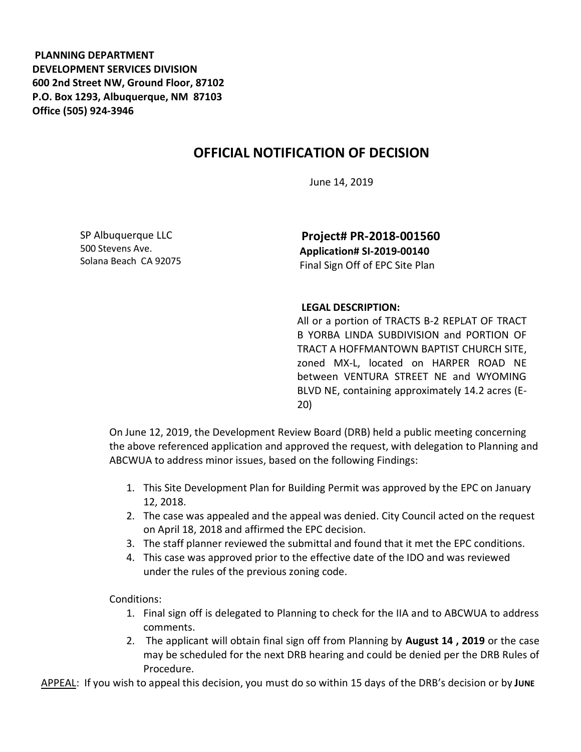**PLANNING DEPARTMENT**
**DEVELOPMENT SERVICES DIVISION**
**600 2nd Street NW, Ground Floor, 87102**
**P.O. Box 1293, Albuquerque, NM 87103**
**Office (505) 924-3946**

# OFFICIAL NOTIFICATION OF DECISION

June 14, 2019

SP Albuquerque LLC
500 Stevens Ave.
Solana Beach CA 92075

**Project# PR-2018-001560**
**Application# SI-2019-00140**
Final Sign Off of EPC Site Plan

**LEGAL DESCRIPTION:**
All or a portion of TRACTS B-2 REPLAT OF TRACT B YORBA LINDA SUBDIVISION and PORTION OF TRACT A HOFFMANTOWN BAPTIST CHURCH SITE, zoned MX-L, located on HARPER ROAD NE between VENTURA STREET NE and WYOMING BLVD NE, containing approximately 14.2 acres (E-20)

On June 12, 2019, the Development Review Board (DRB) held a public meeting concerning the above referenced application and approved the request, with delegation to Planning and ABCWUA to address minor issues, based on the following Findings:

1. This Site Development Plan for Building Permit was approved by the EPC on January 12, 2018.
2. The case was appealed and the appeal was denied. City Council acted on the request on April 18, 2018 and affirmed the EPC decision.
3. The staff planner reviewed the submittal and found that it met the EPC conditions.
4. This case was approved prior to the effective date of the IDO and was reviewed under the rules of the previous zoning code.

Conditions:

1. Final sign off is delegated to Planning to check for the IIA and to ABCWUA to address comments.
2. The applicant will obtain final sign off from Planning by **August 14 , 2019** or the case may be scheduled for the next DRB hearing and could be denied per the DRB Rules of Procedure.

APPEAL: If you wish to appeal this decision, you must do so within 15 days of the DRB's decision or by **JUNE**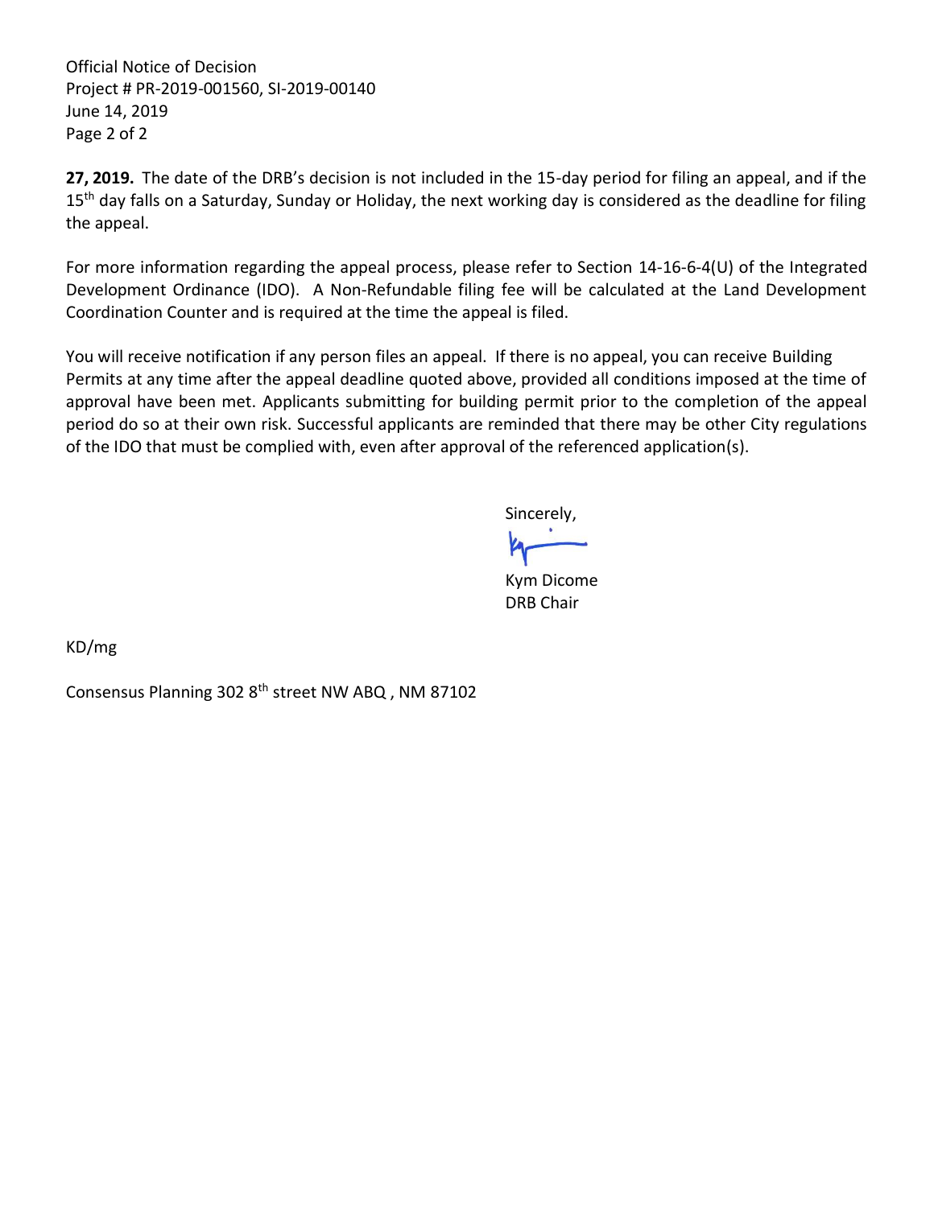**27, 2019.** The date of the DRB's decision is not included in the 15-day period for filing an appeal, and if the 15th day falls on a Saturday, Sunday or Holiday, the next working day is considered as the deadline for filing the appeal.

For more information regarding the appeal process, please refer to Section 14-16-6-4(U) of the Integrated Development Ordinance (IDO). A Non-Refundable filing fee will be calculated at the Land Development Coordination Counter and is required at the time the appeal is filed.

You will receive notification if any person files an appeal. If there is no appeal, you can receive Building Permits at any time after the appeal deadline quoted above, provided all conditions imposed at the time of approval have been met. Applicants submitting for building permit prior to the completion of the appeal period do so at their own risk. Successful applicants are reminded that there may be other City regulations of the IDO that must be complied with, even after approval of the referenced application(s).

Sincerely,

Kym Dicome
DRB Chair

KD/mg

Consensus Planning 302 8th street NW ABQ , NM 87102